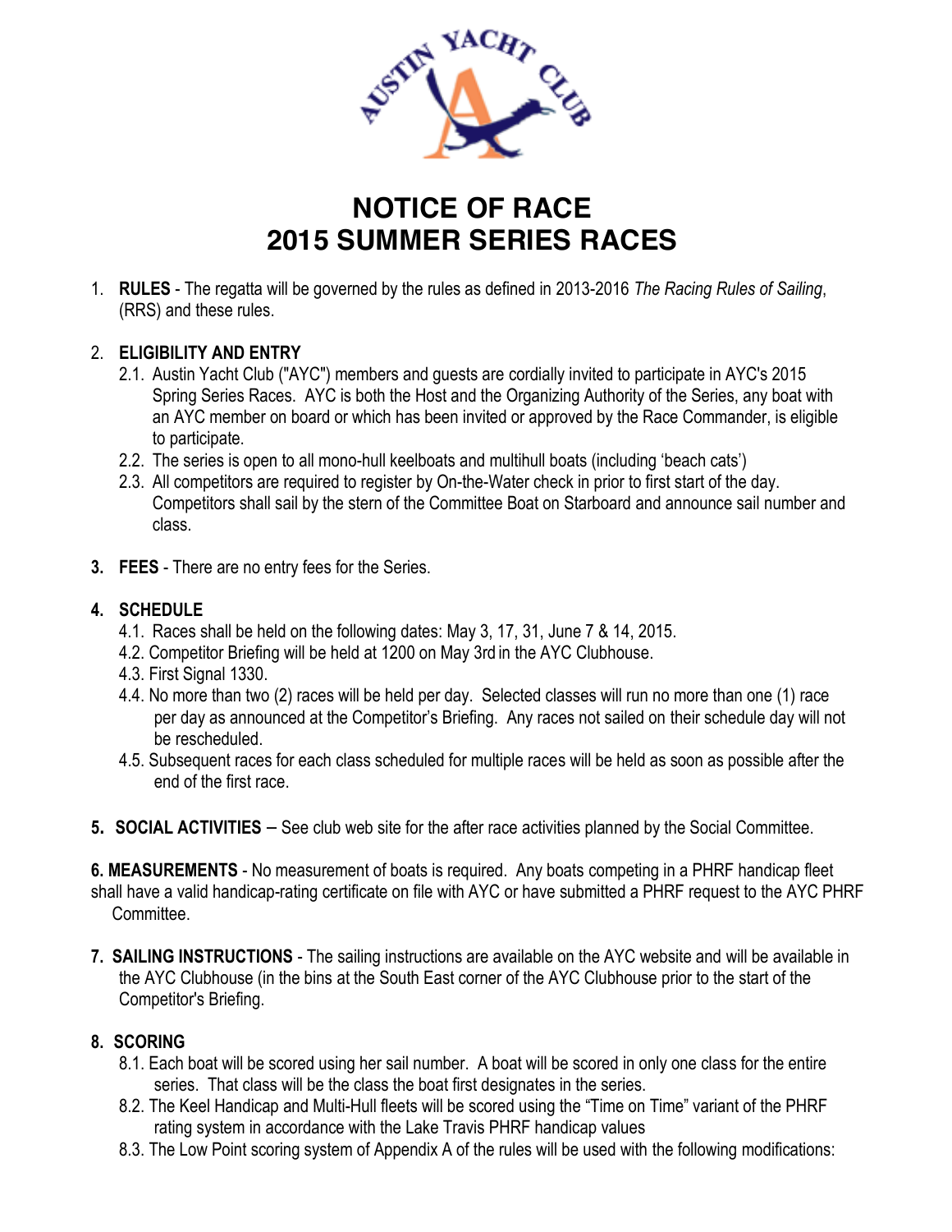# NOTICE OF RACE
# 2015 SUMMER SERIES RACES

1. **RULES** - The regatta will be governed by the rules as defined in 2013-2016 *The Racing Rules of Sailing*, (RRS) and these rules.

2. **ELIGIBILITY AND ENTRY**
   2.1. Austin Yacht Club ("AYC") members and guests are cordially invited to participate in AYC's 2015 Spring Series Races. AYC is both the Host and the Organizing Authority of the Series, any boat with an AYC member on board or which has been invited or approved by the Race Commander, is eligible to participate.
   2.2. The series is open to all mono-hull keelboats and multihull boats (including 'beach cats')
   2.3. All competitors are required to register by On-the-Water check in prior to first start of the day. Competitors shall sail by the stern of the Committee Boat on Starboard and announce sail number and class.

3. **FEES** - There are no entry fees for the Series.

4. **SCHEDULE**
   4.1. Races shall be held on the following dates: May 3, 17, 31, June 7 & 14, 2015.
   4.2. Competitor Briefing will be held at 1200 on May 3rd in the AYC Clubhouse.
   4.3. First Signal 1330.
   4.4. No more than two (2) races will be held per day. Selected classes will run no more than one (1) race per day as announced at the Competitor's Briefing. Any races not sailed on their schedule day will not be rescheduled.
   4.5. Subsequent races for each class scheduled for multiple races will be held as soon as possible after the end of the first race.

5. **SOCIAL ACTIVITIES** – See club web site for the after race activities planned by the Social Committee.

6. **MEASUREMENTS** - No measurement of boats is required. Any boats competing in a PHRF handicap fleet shall have a valid handicap-rating certificate on file with AYC or have submitted a PHRF request to the AYC PHRF Committee.

7. **SAILING INSTRUCTIONS** - The sailing instructions are available on the AYC website and will be available in the AYC Clubhouse (in the bins at the South East corner of the AYC Clubhouse prior to the start of the Competitor's Briefing.

8. **SCORING**
   8.1. Each boat will be scored using her sail number. A boat will be scored in only one class for the entire series. That class will be the class the boat first designates in the series.
   8.2. The Keel Handicap and Multi-Hull fleets will be scored using the "Time on Time" variant of the PHRF rating system in accordance with the Lake Travis PHRF handicap values
   8.3. The Low Point scoring system of Appendix A of the rules will be used with the following modifications: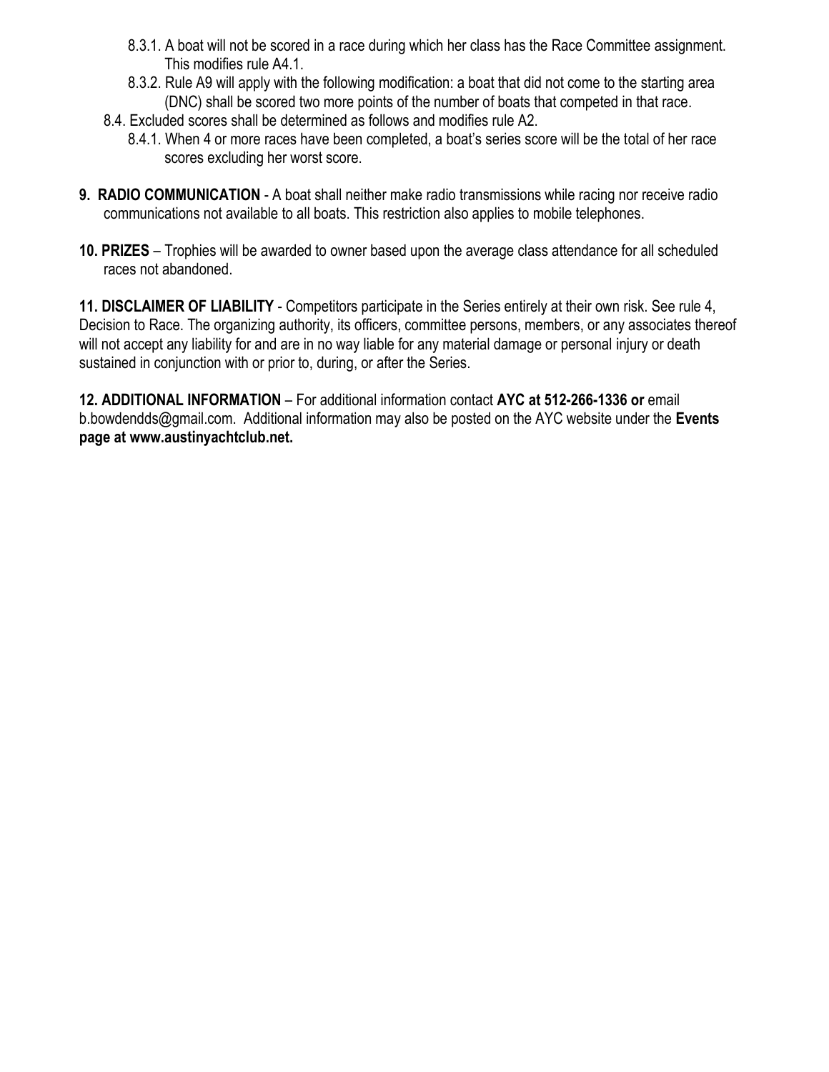8.3.1. A boat will not be scored in a race during which her class has the Race Committee assignment. This modifies rule A4.1.

8.3.2. Rule A9 will apply with the following modification: a boat that did not come to the starting area (DNC) shall be scored two more points of the number of boats that competed in that race.

8.4. Excluded scores shall be determined as follows and modifies rule A2.

8.4.1. When 4 or more races have been completed, a boat's series score will be the total of her race scores excluding her worst score.

**9. RADIO COMMUNICATION** - A boat shall neither make radio transmissions while racing nor receive radio communications not available to all boats. This restriction also applies to mobile telephones.

**10. PRIZES** – Trophies will be awarded to owner based upon the average class attendance for all scheduled races not abandoned.

**11. DISCLAIMER OF LIABILITY** - Competitors participate in the Series entirely at their own risk. See rule 4, Decision to Race. The organizing authority, its officers, committee persons, members, or any associates thereof will not accept any liability for and are in no way liable for any material damage or personal injury or death sustained in conjunction with or prior to, during, or after the Series.

**12. ADDITIONAL INFORMATION** – For additional information contact **AYC at 512-266-1336 or** email b.bowdendds@gmail.com. Additional information may also be posted on the AYC website under the **Events page at www.austinyachtclub.net.**